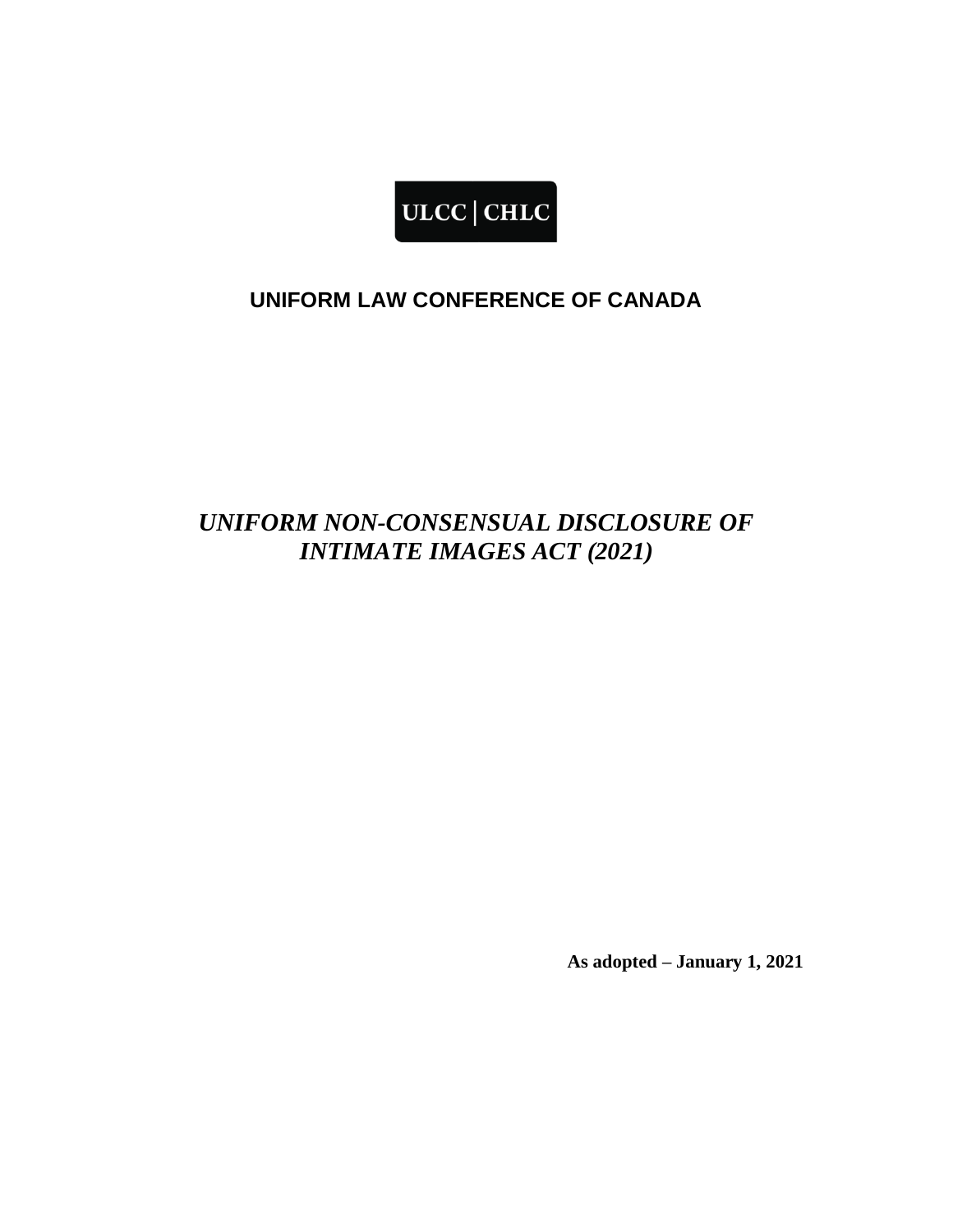ULCC | CHLC

# UNIFORM LAW CONFERENCE OF CANADA

# *UNIFORM NON-CONSENSUAL DISCLOSURE OF INTIMATE IMAGES ACT (2021)*

**As adopted – January 1, 2021**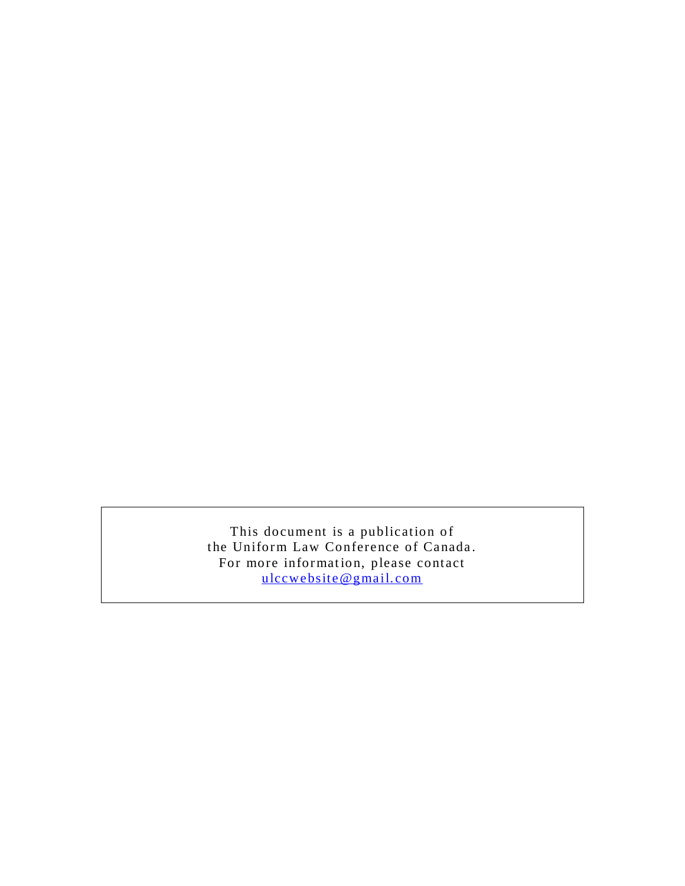This document is a publication of
the Uniform Law Conference of Canada.
For more information, please contact
ulccwebsite@gmail.com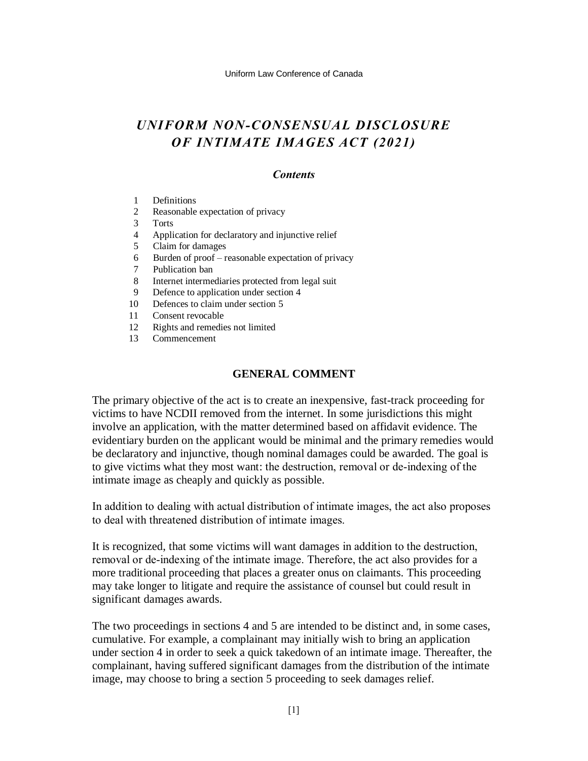Uniform Law Conference of Canada

# *UNIFORM NON-CONSENSUAL DISCLOSURE OF INTIMATE IMAGES ACT (2021)*

### *Contents*

1 Definitions
2 Reasonable expectation of privacy
3 Torts
4 Application for declaratory and injunctive relief
5 Claim for damages
6 Burden of proof – reasonable expectation of privacy
7 Publication ban
8 Internet intermediaries protected from legal suit
9 Defence to application under section 4
10 Defences to claim under section 5
11 Consent revocable
12 Rights and remedies not limited
13 Commencement

## GENERAL COMMENT

The primary objective of the act is to create an inexpensive, fast-track proceeding for victims to have NCDII removed from the internet. In some jurisdictions this might involve an application, with the matter determined based on affidavit evidence. The evidentiary burden on the applicant would be minimal and the primary remedies would be declaratory and injunctive, though nominal damages could be awarded. The goal is to give victims what they most want: the destruction, removal or de-indexing of the intimate image as cheaply and quickly as possible.

In addition to dealing with actual distribution of intimate images, the act also proposes to deal with threatened distribution of intimate images.

It is recognized, that some victims will want damages in addition to the destruction, removal or de-indexing of the intimate image. Therefore, the act also provides for a more traditional proceeding that places a greater onus on claimants. This proceeding may take longer to litigate and require the assistance of counsel but could result in significant damages awards.

The two proceedings in sections 4 and 5 are intended to be distinct and, in some cases, cumulative. For example, a complainant may initially wish to bring an application under section 4 in order to seek a quick takedown of an intimate image. Thereafter, the complainant, having suffered significant damages from the distribution of the intimate image, may choose to bring a section 5 proceeding to seek damages relief.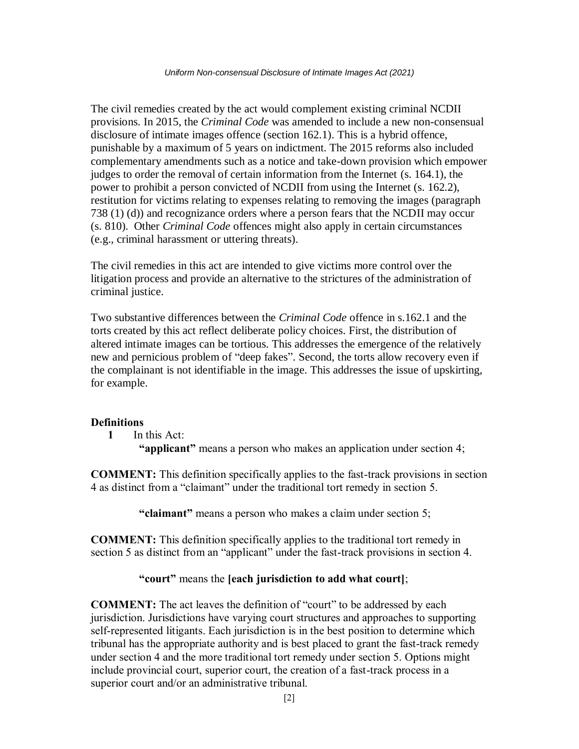The civil remedies created by the act would complement existing criminal NCDII provisions. In 2015, the *Criminal Code* was amended to include a new non-consensual disclosure of intimate images offence (section 162.1). This is a hybrid offence, punishable by a maximum of 5 years on indictment. The 2015 reforms also included complementary amendments such as a notice and take-down provision which empower judges to order the removal of certain information from the Internet (s. 164.1), the power to prohibit a person convicted of NCDII from using the Internet (s. 162.2), restitution for victims relating to expenses relating to removing the images (paragraph 738 (1) (d)) and recognizance orders where a person fears that the NCDII may occur (s. 810). Other *Criminal Code* offences might also apply in certain circumstances (e.g., criminal harassment or uttering threats).

The civil remedies in this act are intended to give victims more control over the litigation process and provide an alternative to the strictures of the administration of criminal justice.

Two substantive differences between the *Criminal Code* offence in s.162.1 and the torts created by this act reflect deliberate policy choices. First, the distribution of altered intimate images can be tortious. This addresses the emergence of the relatively new and pernicious problem of "deep fakes". Second, the torts allow recovery even if the complainant is not identifiable in the image. This addresses the issue of upskirting, for example.

**Definitions**

**1** In this Act:

**"applicant"** means a person who makes an application under section 4;

**COMMENT:** This definition specifically applies to the fast-track provisions in section 4 as distinct from a "claimant" under the traditional tort remedy in section 5.

**"claimant"** means a person who makes a claim under section 5;

**COMMENT:** This definition specifically applies to the traditional tort remedy in section 5 as distinct from an "applicant" under the fast-track provisions in section 4.

**"court"** means the **[each jurisdiction to add what court]**;

**COMMENT:** The act leaves the definition of "court" to be addressed by each jurisdiction. Jurisdictions have varying court structures and approaches to supporting self-represented litigants. Each jurisdiction is in the best position to determine which tribunal has the appropriate authority and is best placed to grant the fast-track remedy under section 4 and the more traditional tort remedy under section 5. Options might include provincial court, superior court, the creation of a fast-track process in a superior court and/or an administrative tribunal.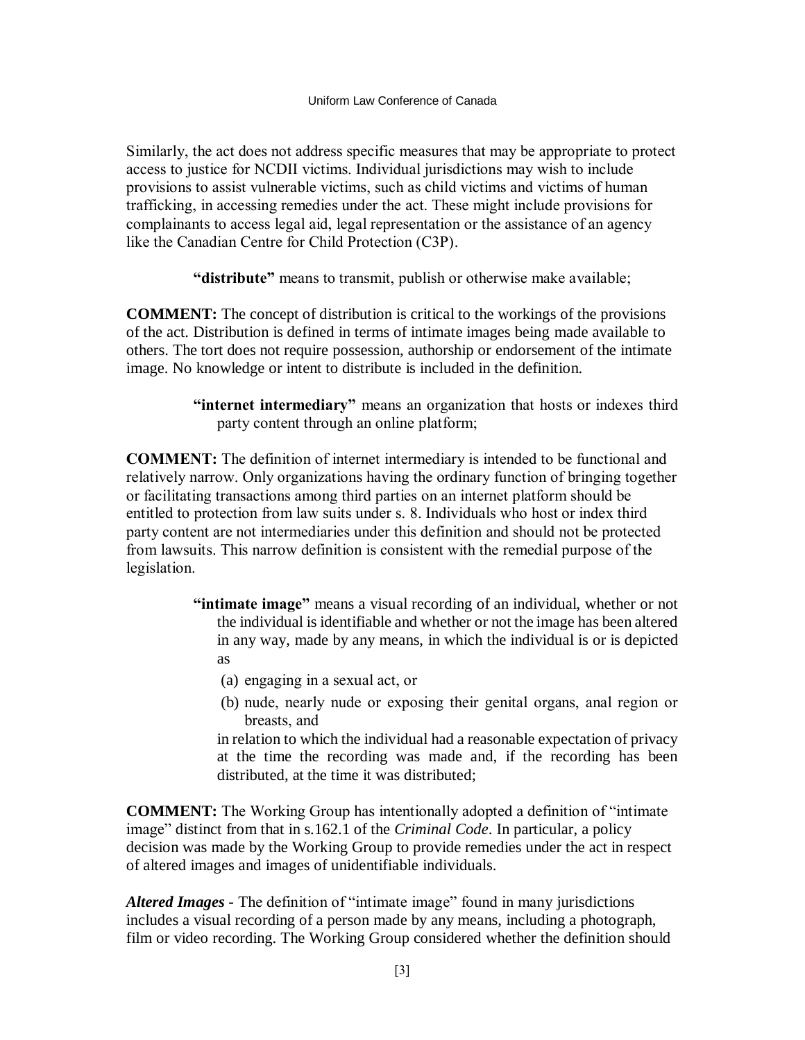Similarly, the act does not address specific measures that may be appropriate to protect access to justice for NCDII victims. Individual jurisdictions may wish to include provisions to assist vulnerable victims, such as child victims and victims of human trafficking, in accessing remedies under the act. These might include provisions for complainants to access legal aid, legal representation or the assistance of an agency like the Canadian Centre for Child Protection (C3P).

> **"distribute"** means to transmit, publish or otherwise make available;

**COMMENT:** The concept of distribution is critical to the workings of the provisions of the act. Distribution is defined in terms of intimate images being made available to others. The tort does not require possession, authorship or endorsement of the intimate image. No knowledge or intent to distribute is included in the definition.

> **"internet intermediary"** means an organization that hosts or indexes third party content through an online platform;

**COMMENT:** The definition of internet intermediary is intended to be functional and relatively narrow. Only organizations having the ordinary function of bringing together or facilitating transactions among third parties on an internet platform should be entitled to protection from law suits under s. 8. Individuals who host or index third party content are not intermediaries under this definition and should not be protected from lawsuits. This narrow definition is consistent with the remedial purpose of the legislation.

> **"intimate image"** means a visual recording of an individual, whether or not the individual is identifiable and whether or not the image has been altered in any way, made by any means, in which the individual is or is depicted as
>
> (a) engaging in a sexual act, or
>
> (b) nude, nearly nude or exposing their genital organs, anal region or breasts, and
>
> in relation to which the individual had a reasonable expectation of privacy at the time the recording was made and, if the recording has been distributed, at the time it was distributed;

**COMMENT:** The Working Group has intentionally adopted a definition of "intimate image" distinct from that in s.162.1 of the *Criminal Code*. In particular, a policy decision was made by the Working Group to provide remedies under the act in respect of altered images and images of unidentifiable individuals.

***Altered Images*** - The definition of "intimate image" found in many jurisdictions includes a visual recording of a person made by any means, including a photograph, film or video recording. The Working Group considered whether the definition should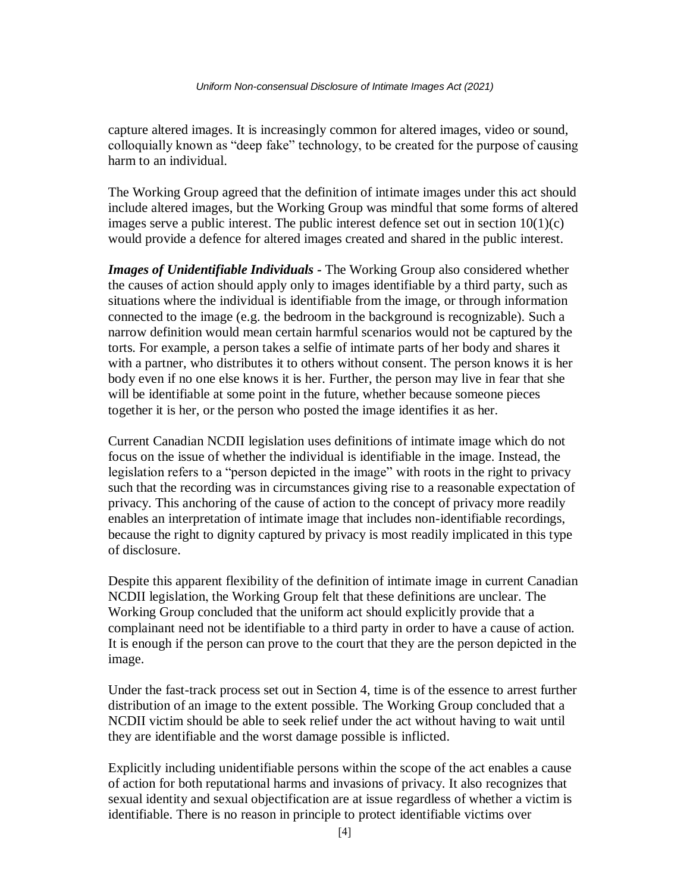capture altered images. It is increasingly common for altered images, video or sound, colloquially known as "deep fake" technology, to be created for the purpose of causing harm to an individual.

The Working Group agreed that the definition of intimate images under this act should include altered images, but the Working Group was mindful that some forms of altered images serve a public interest. The public interest defence set out in section 10(1)(c) would provide a defence for altered images created and shared in the public interest.

***Images of Unidentifiable Individuals*** **-** The Working Group also considered whether the causes of action should apply only to images identifiable by a third party, such as situations where the individual is identifiable from the image, or through information connected to the image (e.g. the bedroom in the background is recognizable). Such a narrow definition would mean certain harmful scenarios would not be captured by the torts. For example, a person takes a selfie of intimate parts of her body and shares it with a partner, who distributes it to others without consent. The person knows it is her body even if no one else knows it is her. Further, the person may live in fear that she will be identifiable at some point in the future, whether because someone pieces together it is her, or the person who posted the image identifies it as her.

Current Canadian NCDII legislation uses definitions of intimate image which do not focus on the issue of whether the individual is identifiable in the image. Instead, the legislation refers to a "person depicted in the image" with roots in the right to privacy such that the recording was in circumstances giving rise to a reasonable expectation of privacy. This anchoring of the cause of action to the concept of privacy more readily enables an interpretation of intimate image that includes non-identifiable recordings, because the right to dignity captured by privacy is most readily implicated in this type of disclosure.

Despite this apparent flexibility of the definition of intimate image in current Canadian NCDII legislation, the Working Group felt that these definitions are unclear. The Working Group concluded that the uniform act should explicitly provide that a complainant need not be identifiable to a third party in order to have a cause of action. It is enough if the person can prove to the court that they are the person depicted in the image.

Under the fast-track process set out in Section 4, time is of the essence to arrest further distribution of an image to the extent possible. The Working Group concluded that a NCDII victim should be able to seek relief under the act without having to wait until they are identifiable and the worst damage possible is inflicted.

Explicitly including unidentifiable persons within the scope of the act enables a cause of action for both reputational harms and invasions of privacy. It also recognizes that sexual identity and sexual objectification are at issue regardless of whether a victim is identifiable. There is no reason in principle to protect identifiable victims over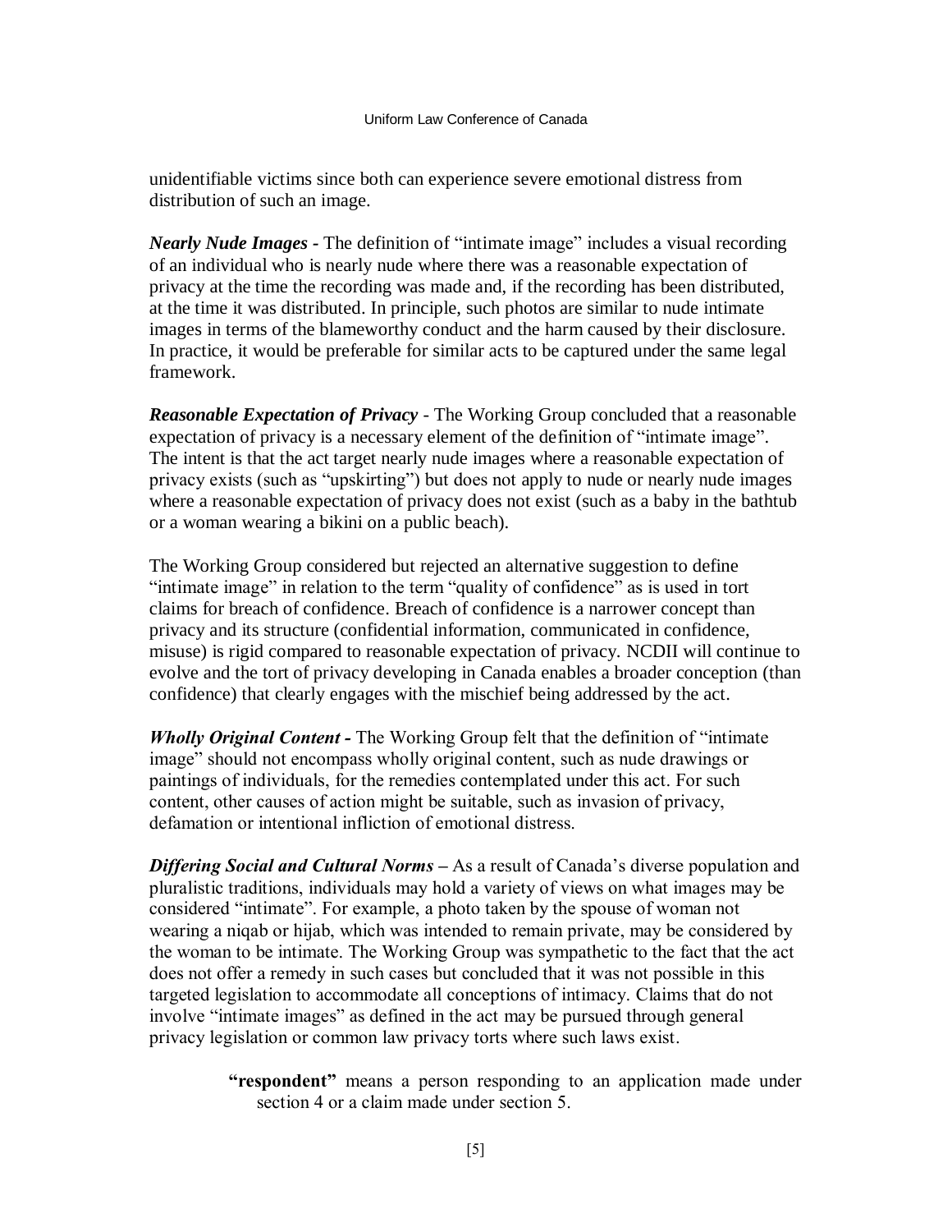unidentifiable victims since both can experience severe emotional distress from distribution of such an image.

***Nearly Nude Images -*** The definition of "intimate image" includes a visual recording of an individual who is nearly nude where there was a reasonable expectation of privacy at the time the recording was made and, if the recording has been distributed, at the time it was distributed. In principle, such photos are similar to nude intimate images in terms of the blameworthy conduct and the harm caused by their disclosure. In practice, it would be preferable for similar acts to be captured under the same legal framework.

***Reasonable Expectation of Privacy*** - The Working Group concluded that a reasonable expectation of privacy is a necessary element of the definition of "intimate image". The intent is that the act target nearly nude images where a reasonable expectation of privacy exists (such as "upskirting") but does not apply to nude or nearly nude images where a reasonable expectation of privacy does not exist (such as a baby in the bathtub or a woman wearing a bikini on a public beach).

The Working Group considered but rejected an alternative suggestion to define "intimate image" in relation to the term "quality of confidence" as is used in tort claims for breach of confidence. Breach of confidence is a narrower concept than privacy and its structure (confidential information, communicated in confidence, misuse) is rigid compared to reasonable expectation of privacy. NCDII will continue to evolve and the tort of privacy developing in Canada enables a broader conception (than confidence) that clearly engages with the mischief being addressed by the act.

***Wholly Original Content -*** The Working Group felt that the definition of "intimate image" should not encompass wholly original content, such as nude drawings or paintings of individuals, for the remedies contemplated under this act. For such content, other causes of action might be suitable, such as invasion of privacy, defamation or intentional infliction of emotional distress.

***Differing Social and Cultural Norms –*** As a result of Canada's diverse population and pluralistic traditions, individuals may hold a variety of views on what images may be considered "intimate". For example, a photo taken by the spouse of woman not wearing a niqab or hijab, which was intended to remain private, may be considered by the woman to be intimate. The Working Group was sympathetic to the fact that the act does not offer a remedy in such cases but concluded that it was not possible in this targeted legislation to accommodate all conceptions of intimacy. Claims that do not involve "intimate images" as defined in the act may be pursued through general privacy legislation or common law privacy torts where such laws exist.

> **"respondent"** means a person responding to an application made under section 4 or a claim made under section 5.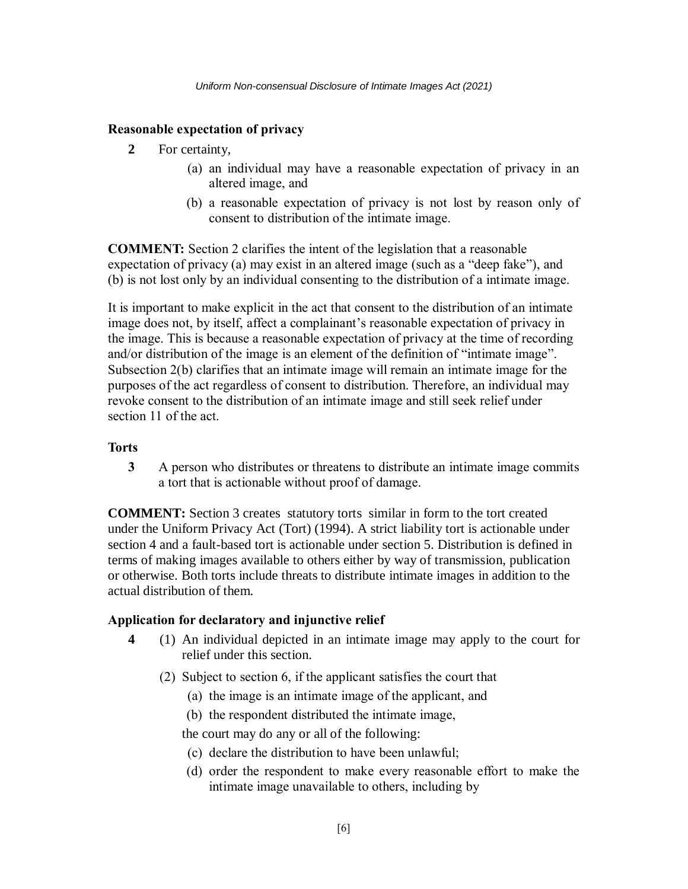### Reasonable expectation of privacy

**2** For certainty,

(a) an individual may have a reasonable expectation of privacy in an altered image, and

(b) a reasonable expectation of privacy is not lost by reason only of consent to distribution of the intimate image.

**COMMENT:** Section 2 clarifies the intent of the legislation that a reasonable expectation of privacy (a) may exist in an altered image (such as a "deep fake"), and (b) is not lost only by an individual consenting to the distribution of a intimate image.

It is important to make explicit in the act that consent to the distribution of an intimate image does not, by itself, affect a complainant's reasonable expectation of privacy in the image. This is because a reasonable expectation of privacy at the time of recording and/or distribution of the image is an element of the definition of "intimate image". Subsection 2(b) clarifies that an intimate image will remain an intimate image for the purposes of the act regardless of consent to distribution. Therefore, an individual may revoke consent to the distribution of an intimate image and still seek relief under section 11 of the act.

### Torts

**3** A person who distributes or threatens to distribute an intimate image commits a tort that is actionable without proof of damage.

**COMMENT:** Section 3 creates statutory torts similar in form to the tort created under the Uniform Privacy Act (Tort) (1994). A strict liability tort is actionable under section 4 and a fault-based tort is actionable under section 5. Distribution is defined in terms of making images available to others either by way of transmission, publication or otherwise. Both torts include threats to distribute intimate images in addition to the actual distribution of them.

### Application for declaratory and injunctive relief

**4** (1) An individual depicted in an intimate image may apply to the court for relief under this section.

(2) Subject to section 6, if the applicant satisfies the court that

(a) the image is an intimate image of the applicant, and

(b) the respondent distributed the intimate image,

the court may do any or all of the following:

(c) declare the distribution to have been unlawful;

(d) order the respondent to make every reasonable effort to make the intimate image unavailable to others, including by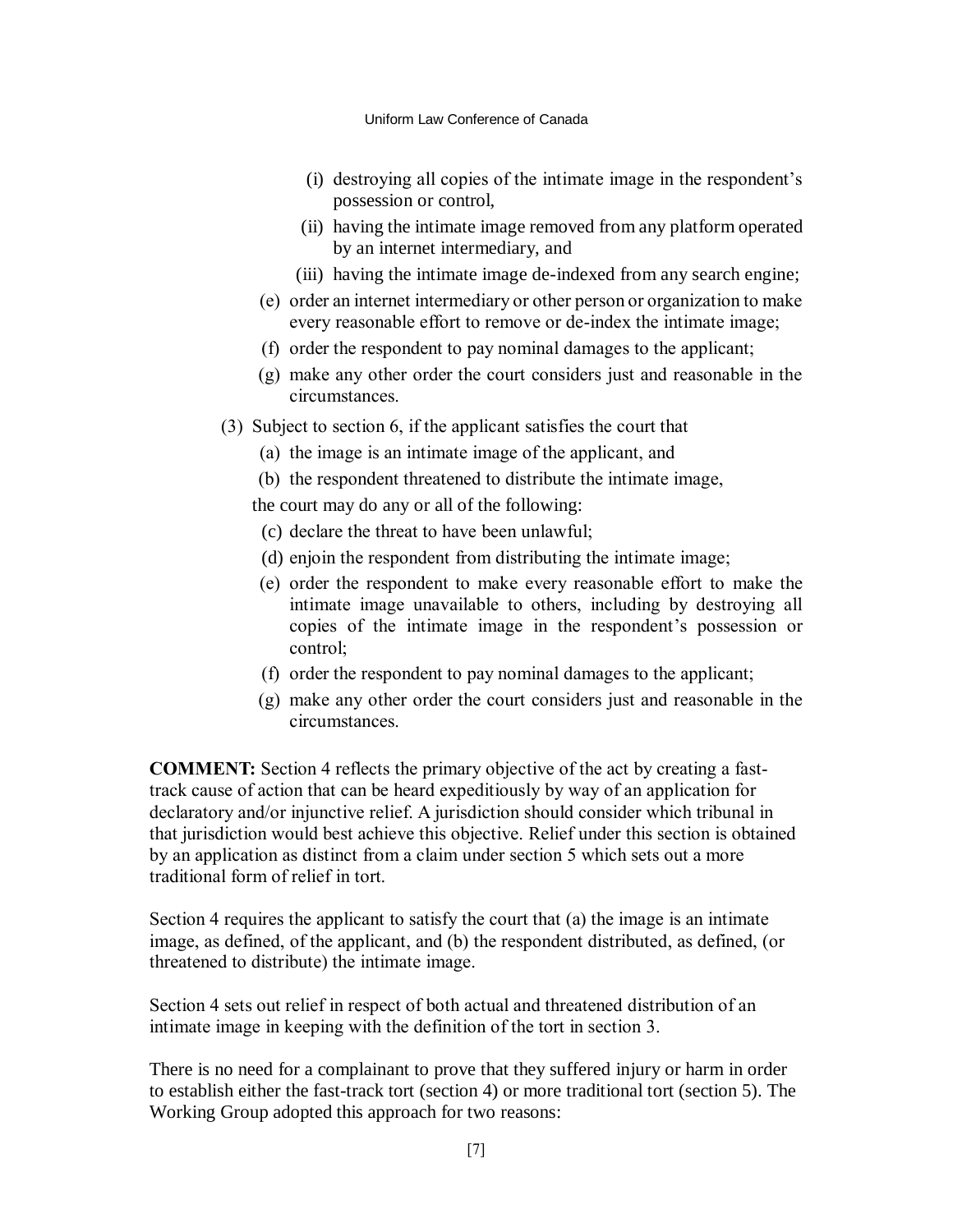(i) destroying all copies of the intimate image in the respondent's possession or control,

(ii) having the intimate image removed from any platform operated by an internet intermediary, and

(iii) having the intimate image de-indexed from any search engine;

(e) order an internet intermediary or other person or organization to make every reasonable effort to remove or de-index the intimate image;

(f) order the respondent to pay nominal damages to the applicant;

(g) make any other order the court considers just and reasonable in the circumstances.

(3) Subject to section 6, if the applicant satisfies the court that

(a) the image is an intimate image of the applicant, and

(b) the respondent threatened to distribute the intimate image,

the court may do any or all of the following:

(c) declare the threat to have been unlawful;

(d) enjoin the respondent from distributing the intimate image;

(e) order the respondent to make every reasonable effort to make the intimate image unavailable to others, including by destroying all copies of the intimate image in the respondent's possession or control;

(f) order the respondent to pay nominal damages to the applicant;

(g) make any other order the court considers just and reasonable in the circumstances.

**COMMENT:** Section 4 reflects the primary objective of the act by creating a fast-track cause of action that can be heard expeditiously by way of an application for declaratory and/or injunctive relief. A jurisdiction should consider which tribunal in that jurisdiction would best achieve this objective. Relief under this section is obtained by an application as distinct from a claim under section 5 which sets out a more traditional form of relief in tort.

Section 4 requires the applicant to satisfy the court that (a) the image is an intimate image, as defined, of the applicant, and (b) the respondent distributed, as defined, (or threatened to distribute) the intimate image.

Section 4 sets out relief in respect of both actual and threatened distribution of an intimate image in keeping with the definition of the tort in section 3.

There is no need for a complainant to prove that they suffered injury or harm in order to establish either the fast-track tort (section 4) or more traditional tort (section 5). The Working Group adopted this approach for two reasons: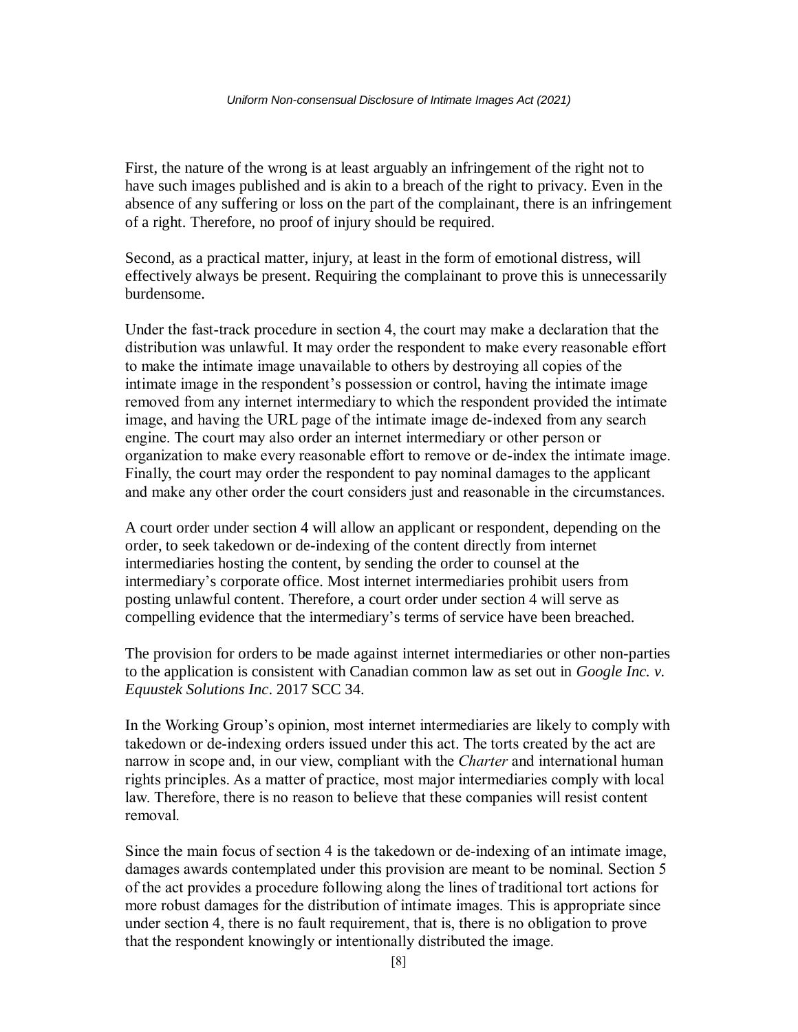First, the nature of the wrong is at least arguably an infringement of the right not to have such images published and is akin to a breach of the right to privacy. Even in the absence of any suffering or loss on the part of the complainant, there is an infringement of a right. Therefore, no proof of injury should be required.

Second, as a practical matter, injury, at least in the form of emotional distress, will effectively always be present. Requiring the complainant to prove this is unnecessarily burdensome.

Under the fast-track procedure in section 4, the court may make a declaration that the distribution was unlawful. It may order the respondent to make every reasonable effort to make the intimate image unavailable to others by destroying all copies of the intimate image in the respondent's possession or control, having the intimate image removed from any internet intermediary to which the respondent provided the intimate image, and having the URL page of the intimate image de-indexed from any search engine. The court may also order an internet intermediary or other person or organization to make every reasonable effort to remove or de-index the intimate image. Finally, the court may order the respondent to pay nominal damages to the applicant and make any other order the court considers just and reasonable in the circumstances.

A court order under section 4 will allow an applicant or respondent, depending on the order, to seek takedown or de-indexing of the content directly from internet intermediaries hosting the content, by sending the order to counsel at the intermediary's corporate office. Most internet intermediaries prohibit users from posting unlawful content. Therefore, a court order under section 4 will serve as compelling evidence that the intermediary's terms of service have been breached.

The provision for orders to be made against internet intermediaries or other non-parties to the application is consistent with Canadian common law as set out in *Google Inc. v. Equustek Solutions Inc*. 2017 SCC 34.

In the Working Group's opinion, most internet intermediaries are likely to comply with takedown or de-indexing orders issued under this act. The torts created by the act are narrow in scope and, in our view, compliant with the *Charter* and international human rights principles. As a matter of practice, most major intermediaries comply with local law. Therefore, there is no reason to believe that these companies will resist content removal.

Since the main focus of section 4 is the takedown or de-indexing of an intimate image, damages awards contemplated under this provision are meant to be nominal. Section 5 of the act provides a procedure following along the lines of traditional tort actions for more robust damages for the distribution of intimate images. This is appropriate since under section 4, there is no fault requirement, that is, there is no obligation to prove that the respondent knowingly or intentionally distributed the image.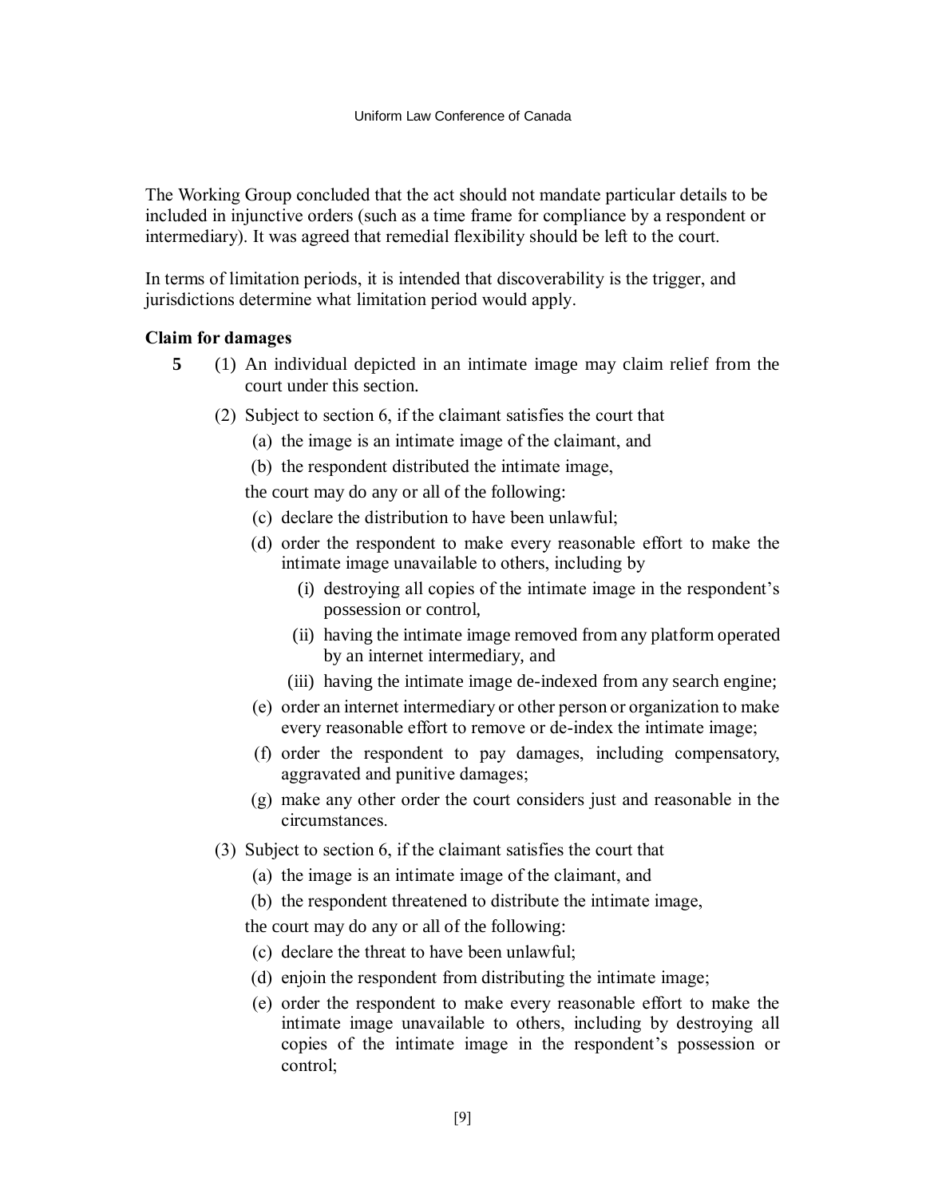The Working Group concluded that the act should not mandate particular details to be included in injunctive orders (such as a time frame for compliance by a respondent or intermediary). It was agreed that remedial flexibility should be left to the court.

In terms of limitation periods, it is intended that discoverability is the trigger, and jurisdictions determine what limitation period would apply.

**Claim for damages**

**5** (1) An individual depicted in an intimate image may claim relief from the court under this section.

(2) Subject to section 6, if the claimant satisfies the court that

(a) the image is an intimate image of the claimant, and

(b) the respondent distributed the intimate image,

the court may do any or all of the following:

(c) declare the distribution to have been unlawful;

(d) order the respondent to make every reasonable effort to make the intimate image unavailable to others, including by

(i) destroying all copies of the intimate image in the respondent's possession or control,

(ii) having the intimate image removed from any platform operated by an internet intermediary, and

(iii) having the intimate image de-indexed from any search engine;

(e) order an internet intermediary or other person or organization to make every reasonable effort to remove or de-index the intimate image;

(f) order the respondent to pay damages, including compensatory, aggravated and punitive damages;

(g) make any other order the court considers just and reasonable in the circumstances.

(3) Subject to section 6, if the claimant satisfies the court that

(a) the image is an intimate image of the claimant, and

(b) the respondent threatened to distribute the intimate image,

the court may do any or all of the following:

(c) declare the threat to have been unlawful;

(d) enjoin the respondent from distributing the intimate image;

(e) order the respondent to make every reasonable effort to make the intimate image unavailable to others, including by destroying all copies of the intimate image in the respondent's possession or control;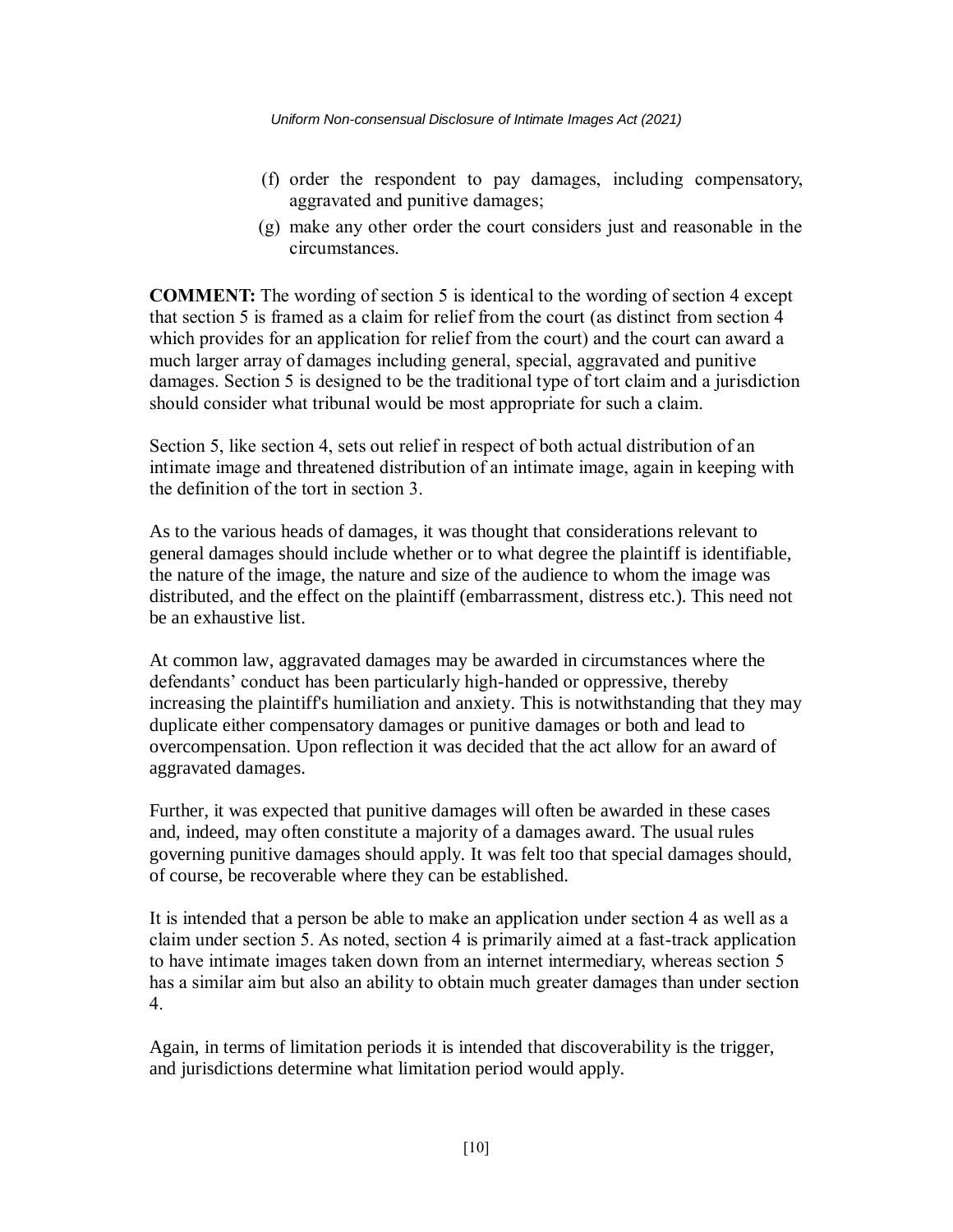(f) order the respondent to pay damages, including compensatory, aggravated and punitive damages;

(g) make any other order the court considers just and reasonable in the circumstances.

**COMMENT:** The wording of section 5 is identical to the wording of section 4 except that section 5 is framed as a claim for relief from the court (as distinct from section 4 which provides for an application for relief from the court) and the court can award a much larger array of damages including general, special, aggravated and punitive damages. Section 5 is designed to be the traditional type of tort claim and a jurisdiction should consider what tribunal would be most appropriate for such a claim.

Section 5, like section 4, sets out relief in respect of both actual distribution of an intimate image and threatened distribution of an intimate image, again in keeping with the definition of the tort in section 3.

As to the various heads of damages, it was thought that considerations relevant to general damages should include whether or to what degree the plaintiff is identifiable, the nature of the image, the nature and size of the audience to whom the image was distributed, and the effect on the plaintiff (embarrassment, distress etc.). This need not be an exhaustive list.

At common law, aggravated damages may be awarded in circumstances where the defendants' conduct has been particularly high-handed or oppressive, thereby increasing the plaintiff's humiliation and anxiety. This is notwithstanding that they may duplicate either compensatory damages or punitive damages or both and lead to overcompensation. Upon reflection it was decided that the act allow for an award of aggravated damages.

Further, it was expected that punitive damages will often be awarded in these cases and, indeed, may often constitute a majority of a damages award. The usual rules governing punitive damages should apply. It was felt too that special damages should, of course, be recoverable where they can be established.

It is intended that a person be able to make an application under section 4 as well as a claim under section 5. As noted, section 4 is primarily aimed at a fast-track application to have intimate images taken down from an internet intermediary, whereas section 5 has a similar aim but also an ability to obtain much greater damages than under section 4.

Again, in terms of limitation periods it is intended that discoverability is the trigger, and jurisdictions determine what limitation period would apply.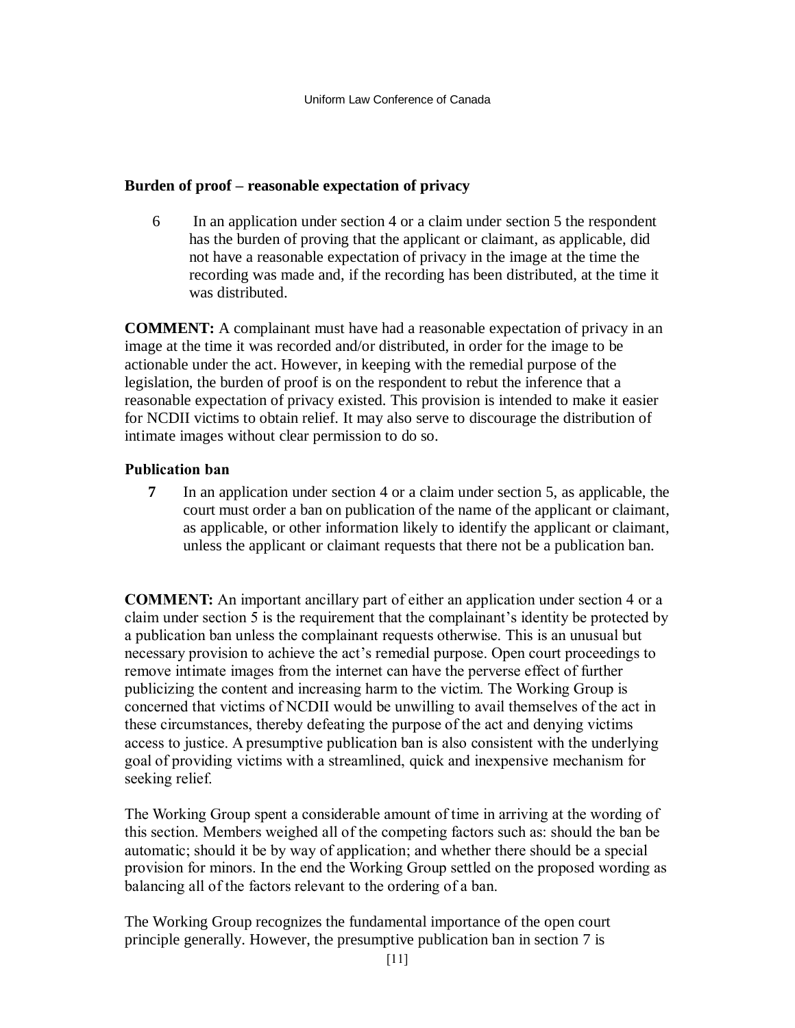### Burden of proof – reasonable expectation of privacy

6 In an application under section 4 or a claim under section 5 the respondent has the burden of proving that the applicant or claimant, as applicable, did not have a reasonable expectation of privacy in the image at the time the recording was made and, if the recording has been distributed, at the time it was distributed.

**COMMENT:** A complainant must have had a reasonable expectation of privacy in an image at the time it was recorded and/or distributed, in order for the image to be actionable under the act. However, in keeping with the remedial purpose of the legislation, the burden of proof is on the respondent to rebut the inference that a reasonable expectation of privacy existed. This provision is intended to make it easier for NCDII victims to obtain relief. It may also serve to discourage the distribution of intimate images without clear permission to do so.

### Publication ban

**7** In an application under section 4 or a claim under section 5, as applicable, the court must order a ban on publication of the name of the applicant or claimant, as applicable, or other information likely to identify the applicant or claimant, unless the applicant or claimant requests that there not be a publication ban.

**COMMENT:** An important ancillary part of either an application under section 4 or a claim under section 5 is the requirement that the complainant's identity be protected by a publication ban unless the complainant requests otherwise. This is an unusual but necessary provision to achieve the act's remedial purpose. Open court proceedings to remove intimate images from the internet can have the perverse effect of further publicizing the content and increasing harm to the victim. The Working Group is concerned that victims of NCDII would be unwilling to avail themselves of the act in these circumstances, thereby defeating the purpose of the act and denying victims access to justice. A presumptive publication ban is also consistent with the underlying goal of providing victims with a streamlined, quick and inexpensive mechanism for seeking relief.

The Working Group spent a considerable amount of time in arriving at the wording of this section. Members weighed all of the competing factors such as: should the ban be automatic; should it be by way of application; and whether there should be a special provision for minors. In the end the Working Group settled on the proposed wording as balancing all of the factors relevant to the ordering of a ban.

The Working Group recognizes the fundamental importance of the open court principle generally. However, the presumptive publication ban in section 7 is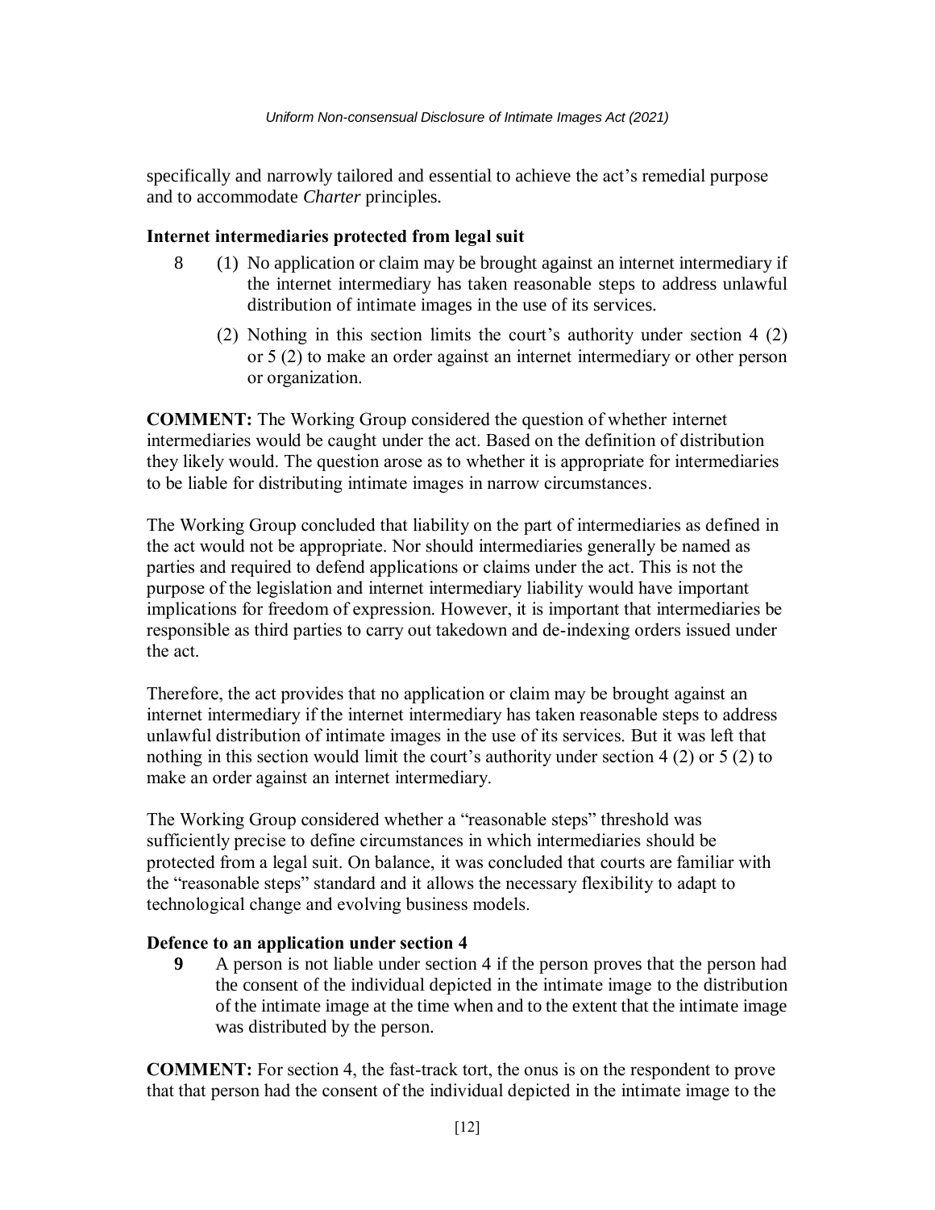specifically and narrowly tailored and essential to achieve the act's remedial purpose and to accommodate *Charter* principles.

**Internet intermediaries protected from legal suit**

8 (1) No application or claim may be brought against an internet intermediary if the internet intermediary has taken reasonable steps to address unlawful distribution of intimate images in the use of its services.

(2) Nothing in this section limits the court's authority under section 4 (2) or 5 (2) to make an order against an internet intermediary or other person or organization.

**COMMENT:** The Working Group considered the question of whether internet intermediaries would be caught under the act. Based on the definition of distribution they likely would. The question arose as to whether it is appropriate for intermediaries to be liable for distributing intimate images in narrow circumstances.

The Working Group concluded that liability on the part of intermediaries as defined in the act would not be appropriate. Nor should intermediaries generally be named as parties and required to defend applications or claims under the act. This is not the purpose of the legislation and internet intermediary liability would have important implications for freedom of expression. However, it is important that intermediaries be responsible as third parties to carry out takedown and de-indexing orders issued under the act.

Therefore, the act provides that no application or claim may be brought against an internet intermediary if the internet intermediary has taken reasonable steps to address unlawful distribution of intimate images in the use of its services. But it was left that nothing in this section would limit the court's authority under section 4 (2) or 5 (2) to make an order against an internet intermediary.

The Working Group considered whether a "reasonable steps" threshold was sufficiently precise to define circumstances in which intermediaries should be protected from a legal suit. On balance, it was concluded that courts are familiar with the "reasonable steps" standard and it allows the necessary flexibility to adapt to technological change and evolving business models.

**Defence to an application under section 4**

**9** A person is not liable under section 4 if the person proves that the person had the consent of the individual depicted in the intimate image to the distribution of the intimate image at the time when and to the extent that the intimate image was distributed by the person.

**COMMENT:** For section 4, the fast-track tort, the onus is on the respondent to prove that that person had the consent of the individual depicted in the intimate image to the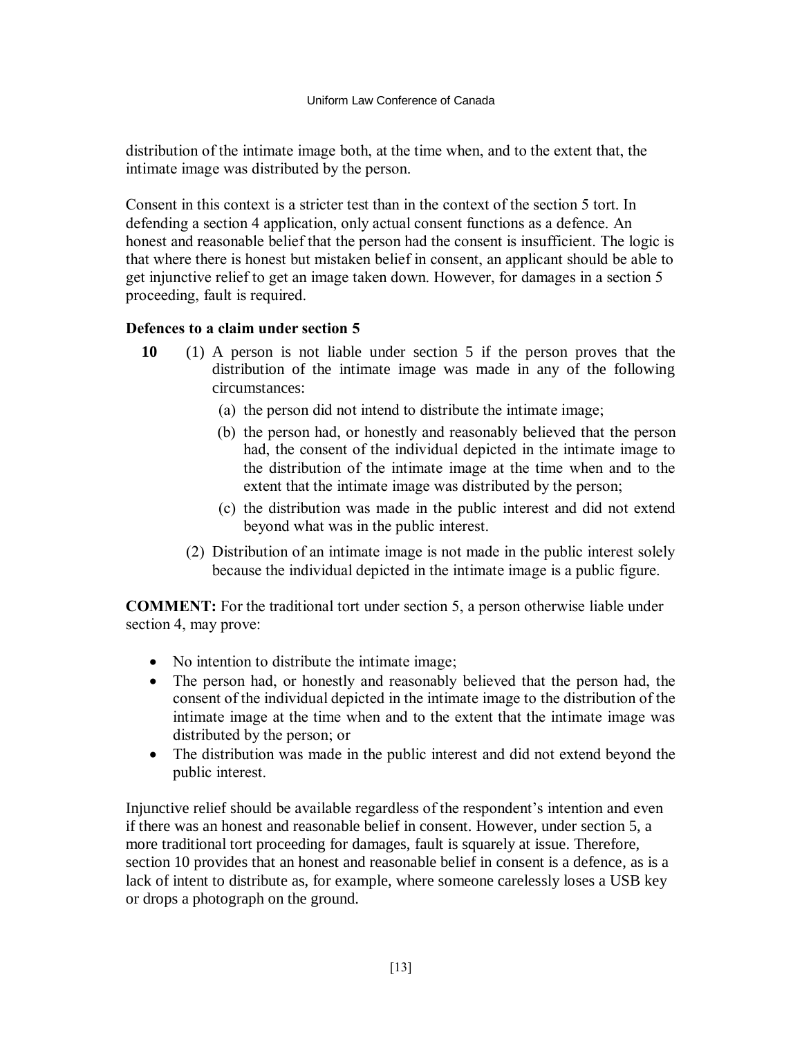distribution of the intimate image both, at the time when, and to the extent that, the intimate image was distributed by the person.

Consent in this context is a stricter test than in the context of the section 5 tort. In defending a section 4 application, only actual consent functions as a defence. An honest and reasonable belief that the person had the consent is insufficient. The logic is that where there is honest but mistaken belief in consent, an applicant should be able to get injunctive relief to get an image taken down. However, for damages in a section 5 proceeding, fault is required.

**Defences to a claim under section 5**

**10** (1) A person is not liable under section 5 if the person proves that the distribution of the intimate image was made in any of the following circumstances:

(a) the person did not intend to distribute the intimate image;

(b) the person had, or honestly and reasonably believed that the person had, the consent of the individual depicted in the intimate image to the distribution of the intimate image at the time when and to the extent that the intimate image was distributed by the person;

(c) the distribution was made in the public interest and did not extend beyond what was in the public interest.

(2) Distribution of an intimate image is not made in the public interest solely because the individual depicted in the intimate image is a public figure.

**COMMENT:** For the traditional tort under section 5, a person otherwise liable under section 4, may prove:

- No intention to distribute the intimate image;
- The person had, or honestly and reasonably believed that the person had, the consent of the individual depicted in the intimate image to the distribution of the intimate image at the time when and to the extent that the intimate image was distributed by the person; or
- The distribution was made in the public interest and did not extend beyond the public interest.

Injunctive relief should be available regardless of the respondent's intention and even if there was an honest and reasonable belief in consent. However, under section 5, a more traditional tort proceeding for damages, fault is squarely at issue. Therefore, section 10 provides that an honest and reasonable belief in consent is a defence, as is a lack of intent to distribute as, for example, where someone carelessly loses a USB key or drops a photograph on the ground.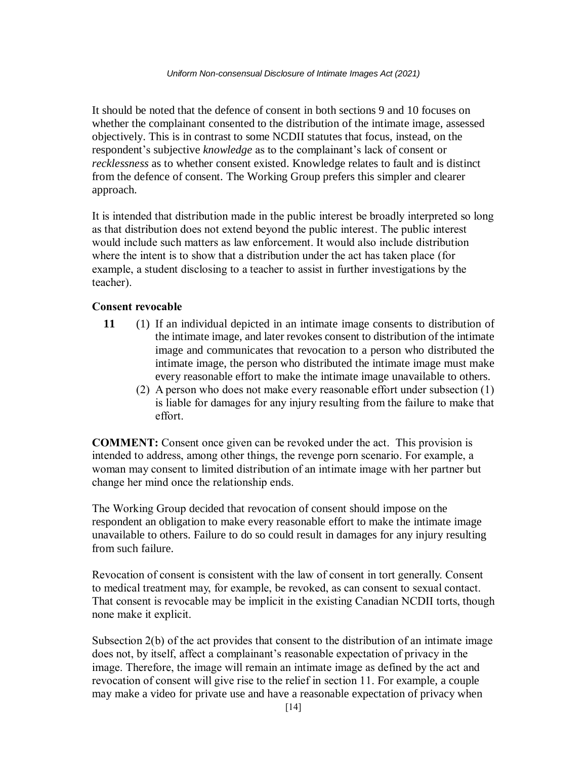It should be noted that the defence of consent in both sections 9 and 10 focuses on whether the complainant consented to the distribution of the intimate image, assessed objectively. This is in contrast to some NCDII statutes that focus, instead, on the respondent's subjective *knowledge* as to the complainant's lack of consent or *recklessness* as to whether consent existed. Knowledge relates to fault and is distinct from the defence of consent. The Working Group prefers this simpler and clearer approach.

It is intended that distribution made in the public interest be broadly interpreted so long as that distribution does not extend beyond the public interest. The public interest would include such matters as law enforcement. It would also include distribution where the intent is to show that a distribution under the act has taken place (for example, a student disclosing to a teacher to assist in further investigations by the teacher).

**Consent revocable**

**11** (1) If an individual depicted in an intimate image consents to distribution of the intimate image, and later revokes consent to distribution of the intimate image and communicates that revocation to a person who distributed the intimate image, the person who distributed the intimate image must make every reasonable effort to make the intimate image unavailable to others.

(2) A person who does not make every reasonable effort under subsection (1) is liable for damages for any injury resulting from the failure to make that effort.

**COMMENT:** Consent once given can be revoked under the act. This provision is intended to address, among other things, the revenge porn scenario. For example, a woman may consent to limited distribution of an intimate image with her partner but change her mind once the relationship ends.

The Working Group decided that revocation of consent should impose on the respondent an obligation to make every reasonable effort to make the intimate image unavailable to others. Failure to do so could result in damages for any injury resulting from such failure.

Revocation of consent is consistent with the law of consent in tort generally. Consent to medical treatment may, for example, be revoked, as can consent to sexual contact. That consent is revocable may be implicit in the existing Canadian NCDII torts, though none make it explicit.

Subsection 2(b) of the act provides that consent to the distribution of an intimate image does not, by itself, affect a complainant's reasonable expectation of privacy in the image. Therefore, the image will remain an intimate image as defined by the act and revocation of consent will give rise to the relief in section 11. For example, a couple may make a video for private use and have a reasonable expectation of privacy when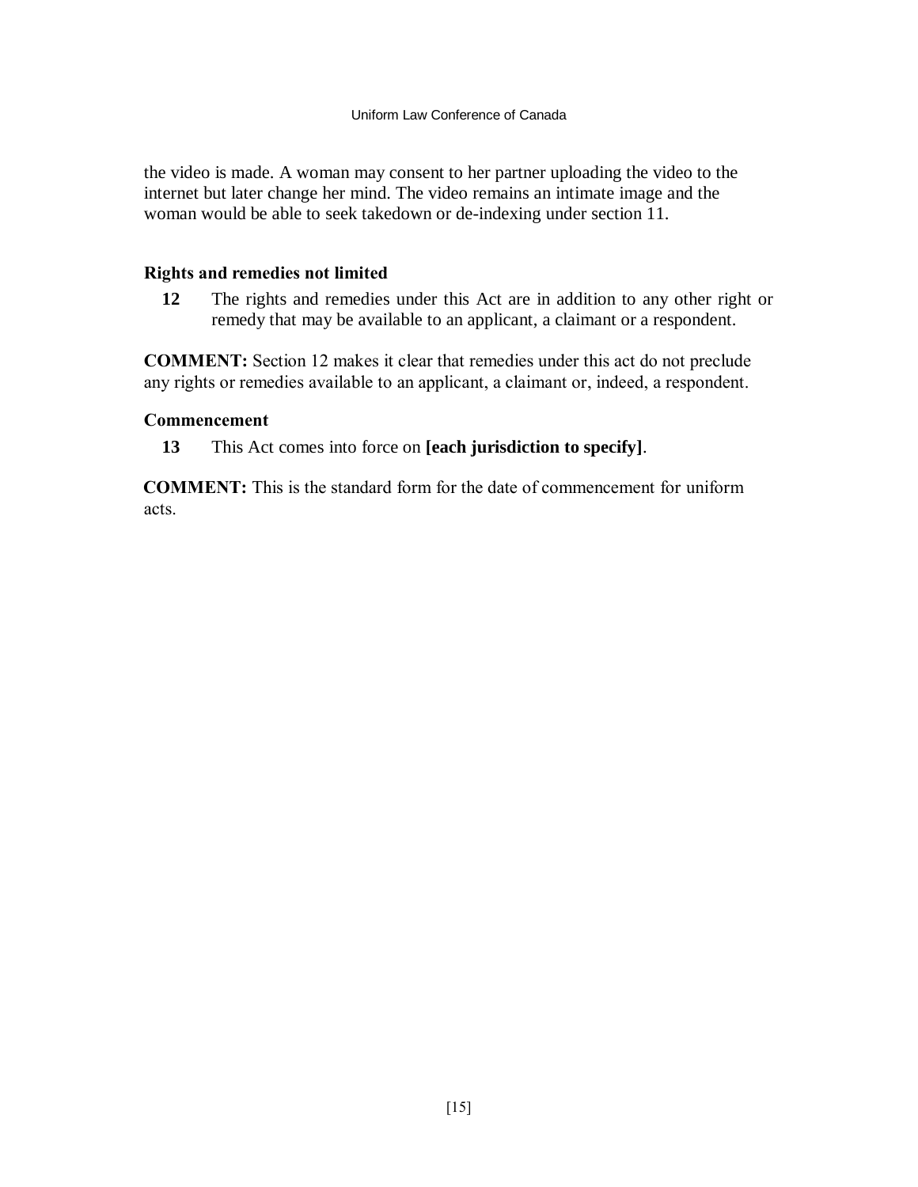the video is made. A woman may consent to her partner uploading the video to the internet but later change her mind. The video remains an intimate image and the woman would be able to seek takedown or de-indexing under section 11.

### Rights and remedies not limited

**12** The rights and remedies under this Act are in addition to any other right or remedy that may be available to an applicant, a claimant or a respondent.

**COMMENT:** Section 12 makes it clear that remedies under this act do not preclude any rights or remedies available to an applicant, a claimant or, indeed, a respondent.

### Commencement

**13** This Act comes into force on **[each jurisdiction to specify]**.

**COMMENT:** This is the standard form for the date of commencement for uniform acts.